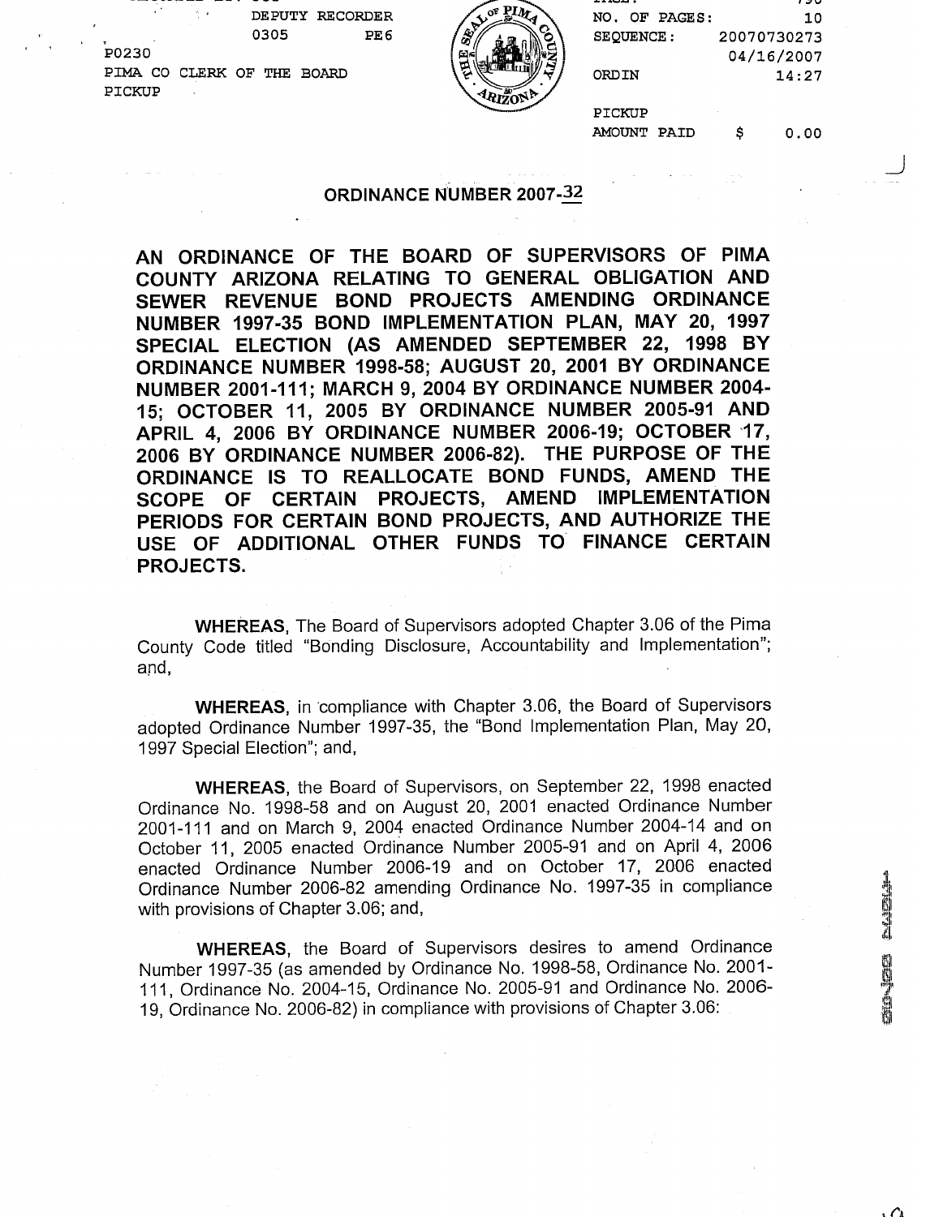DEPUTY RECORDER
0305 PE6
P0230
PIMA CO CLERK OF THE BOARD
PICKUP

NO. OF PAGES: 10
SEQUENCE: 20070730273
04/16/2007
ORDIN 14:27

PICKUP
AMOUNT PAID $ 0.00

# ORDINANCE NUMBER 2007-32

**AN ORDINANCE OF THE BOARD OF SUPERVISORS OF PIMA COUNTY ARIZONA RELATING TO GENERAL OBLIGATION AND SEWER REVENUE BOND PROJECTS AMENDING ORDINANCE NUMBER 1997-35 BOND IMPLEMENTATION PLAN, MAY 20, 1997 SPECIAL ELECTION (AS AMENDED SEPTEMBER 22, 1998 BY ORDINANCE NUMBER 1998-58; AUGUST 20, 2001 BY ORDINANCE NUMBER 2001-111; MARCH 9, 2004 BY ORDINANCE NUMBER 2004-15; OCTOBER 11, 2005 BY ORDINANCE NUMBER 2005-91 AND APRIL 4, 2006 BY ORDINANCE NUMBER 2006-19; OCTOBER 17, 2006 BY ORDINANCE NUMBER 2006-82). THE PURPOSE OF THE ORDINANCE IS TO REALLOCATE BOND FUNDS, AMEND THE SCOPE OF CERTAIN PROJECTS, AMEND IMPLEMENTATION PERIODS FOR CERTAIN BOND PROJECTS, AND AUTHORIZE THE USE OF ADDITIONAL OTHER FUNDS TO FINANCE CERTAIN PROJECTS.**

**WHEREAS**, The Board of Supervisors adopted Chapter 3.06 of the Pima County Code titled "Bonding Disclosure, Accountability and Implementation"; and,

**WHEREAS**, in compliance with Chapter 3.06, the Board of Supervisors adopted Ordinance Number 1997-35, the "Bond Implementation Plan, May 20, 1997 Special Election"; and,

**WHEREAS**, the Board of Supervisors, on September 22, 1998 enacted Ordinance No. 1998-58 and on August 20, 2001 enacted Ordinance Number 2001-111 and on March 9, 2004 enacted Ordinance Number 2004-14 and on October 11, 2005 enacted Ordinance Number 2005-91 and on April 4, 2006 enacted Ordinance Number 2006-19 and on October 17, 2006 enacted Ordinance Number 2006-82 amending Ordinance No. 1997-35 in compliance with provisions of Chapter 3.06; and,

**WHEREAS**, the Board of Supervisors desires to amend Ordinance Number 1997-35 (as amended by Ordinance No. 1998-58, Ordinance No. 2001-111, Ordinance No. 2004-15, Ordinance No. 2005-91 and Ordinance No. 2006-19, Ordinance No. 2006-82) in compliance with provisions of Chapter 3.06: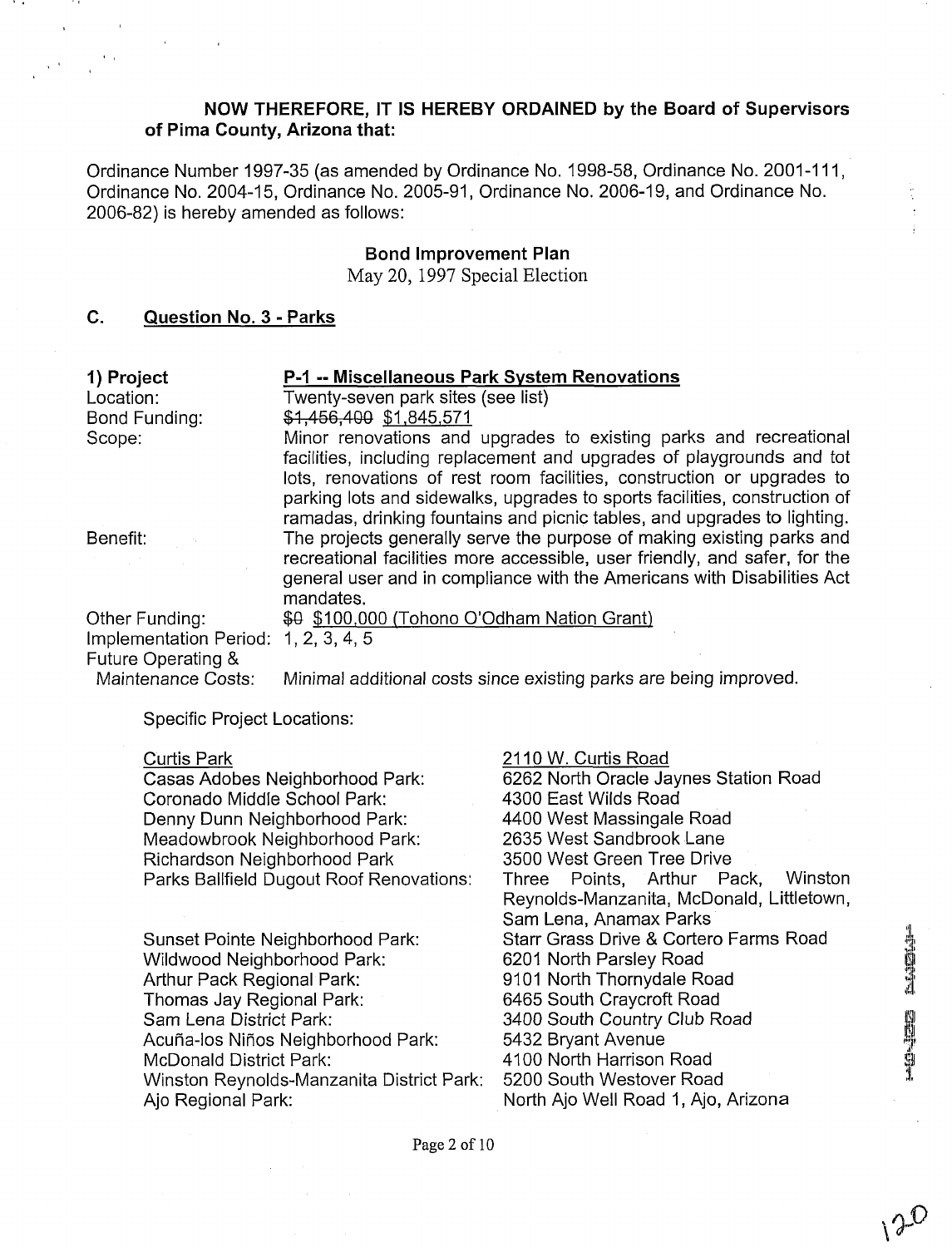**NOW THEREFORE, IT IS HEREBY ORDAINED by the Board of Supervisors of Pima County, Arizona that:**

Ordinance Number 1997-35 (as amended by Ordinance No. 1998-58, Ordinance No. 2001-111, Ordinance No. 2004-15, Ordinance No. 2005-91, Ordinance No. 2006-19, and Ordinance No. 2006-82) is hereby amended as follows:

**Bond Improvement Plan**

May 20, 1997 Special Election

## C. Question No. 3 - Parks

| | |
|---|---|
| **1) Project** | **P-1 -- Miscellaneous Park System Renovations** |
| Location: | Twenty-seven park sites (see list) |
| Bond Funding: | ~~$1,456,400~~ $1,845,571 |
| Scope: | Minor renovations and upgrades to existing parks and recreational facilities, including replacement and upgrades of playgrounds and tot lots, renovations of rest room facilities, construction or upgrades to parking lots and sidewalks, upgrades to sports facilities, construction of ramadas, drinking fountains and picnic tables, and upgrades to lighting. |
| Benefit: | The projects generally serve the purpose of making existing parks and recreational facilities more accessible, user friendly, and safer, for the general user and in compliance with the Americans with Disabilities Act mandates. |
| Other Funding: | ~~$0~~ $100,000 (Tohono O'Odham Nation Grant) |
| Implementation Period: | 1, 2, 3, 4, 5 |
| Future Operating & Maintenance Costs: | Minimal additional costs since existing parks are being improved. |

Specific Project Locations:

| | |
|---|---|
| Curtis Park | 2110 W. Curtis Road |
| Casas Adobes Neighborhood Park: | 6262 North Oracle Jaynes Station Road |
| Coronado Middle School Park: | 4300 East Wilds Road |
| Denny Dunn Neighborhood Park: | 4400 West Massingale Road |
| Meadowbrook Neighborhood Park: | 2635 West Sandbrook Lane |
| Richardson Neighborhood Park | 3500 West Green Tree Drive |
| Parks Ballfield Dugout Roof Renovations: | Three Points, Arthur Pack, Winston Reynolds-Manzanita, McDonald, Littletown, Sam Lena, Anamax Parks |
| Sunset Pointe Neighborhood Park: | Starr Grass Drive & Cortero Farms Road |
| Wildwood Neighborhood Park: | 6201 North Parsley Road |
| Arthur Pack Regional Park: | 9101 North Thornydale Road |
| Thomas Jay Regional Park: | 6465 South Craycroft Road |
| Sam Lena District Park: | 3400 South Country Club Road |
| Acuña-los Niños Neighborhood Park: | 5432 Bryant Avenue |
| McDonald District Park: | 4100 North Harrison Road |
| Winston Reynolds-Manzanita District Park: | 5200 South Westover Road |
| Ajo Regional Park: | North Ajo Well Road 1, Ajo, Arizona |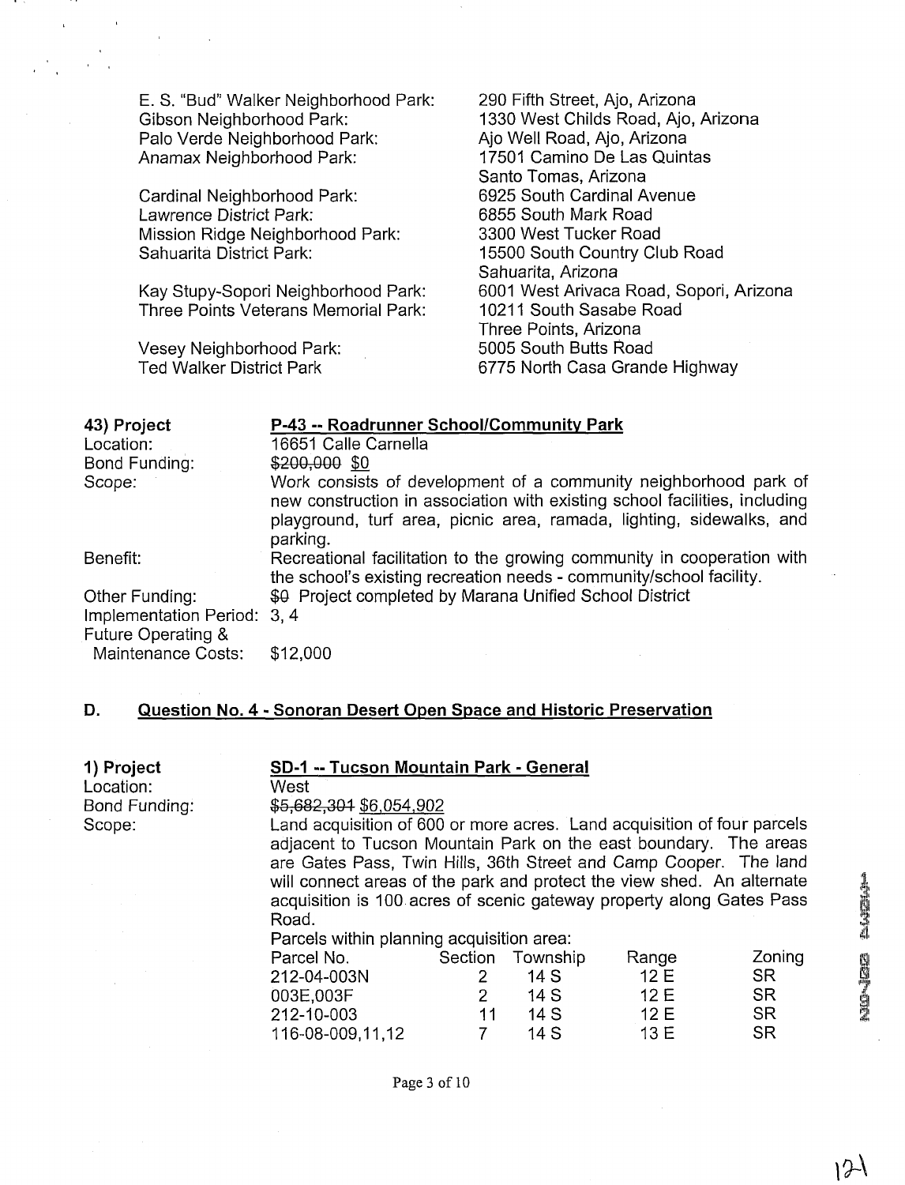| | |
|---|---|
| E. S. "Bud" Walker Neighborhood Park: | 290 Fifth Street, Ajo, Arizona |
| Gibson Neighborhood Park: | 1330 West Childs Road, Ajo, Arizona |
| Palo Verde Neighborhood Park: | Ajo Well Road, Ajo, Arizona |
| Anamax Neighborhood Park: | 17501 Camino De Las Quintas Santo Tomas, Arizona |
| Cardinal Neighborhood Park: | 6925 South Cardinal Avenue |
| Lawrence District Park: | 6855 South Mark Road |
| Mission Ridge Neighborhood Park: | 3300 West Tucker Road |
| Sahuarita District Park: | 15500 South Country Club Road Sahuarita, Arizona |
| Kay Stupy-Sopori Neighborhood Park: | 6001 West Arivaca Road, Sopori, Arizona |
| Three Points Veterans Memorial Park: | 10211 South Sasabe Road Three Points, Arizona |
| Vesey Neighborhood Park: | 5005 South Butts Road |
| Ted Walker District Park | 6775 North Casa Grande Highway |

**43) Project** — **P-43 -- Roadrunner School/Community Park**

Location: 16651 Calle Carnella

Bond Funding: ~~$200,000~~ $0

Scope: Work consists of development of a community neighborhood park of new construction in association with existing school facilities, including playground, turf area, picnic area, ramada, lighting, sidewalks, and parking.

Benefit: Recreational facilitation to the growing community in cooperation with the school's existing recreation needs - community/school facility.

Other Funding: ~~$0~~ Project completed by Marana Unified School District

Implementation Period: 3, 4

Future Operating & Maintenance Costs: $12,000

## D. Question No. 4 - Sonoran Desert Open Space and Historic Preservation

**1) Project** — **SD-1 -- Tucson Mountain Park - General**

Location: West

Bond Funding: ~~$5,682,301~~ $6,054,902

Scope: Land acquisition of 600 or more acres. Land acquisition of four parcels adjacent to Tucson Mountain Park on the east boundary. The areas are Gates Pass, Twin Hills, 36th Street and Camp Cooper. The land will connect areas of the park and protect the view shed. An alternate acquisition is 100 acres of scenic gateway property along Gates Pass Road.

Parcels within planning acquisition area:

| Parcel No. | Section | Township | Range | Zoning |
|---|---|---|---|---|
| 212-04-003N | 2 | 14 S | 12 E | SR |
| 003E,003F | 2 | 14 S | 12 E | SR |
| 212-10-003 | 11 | 14 S | 12 E | SR |
| 116-08-009,11,12 | 7 | 14 S | 13 E | SR |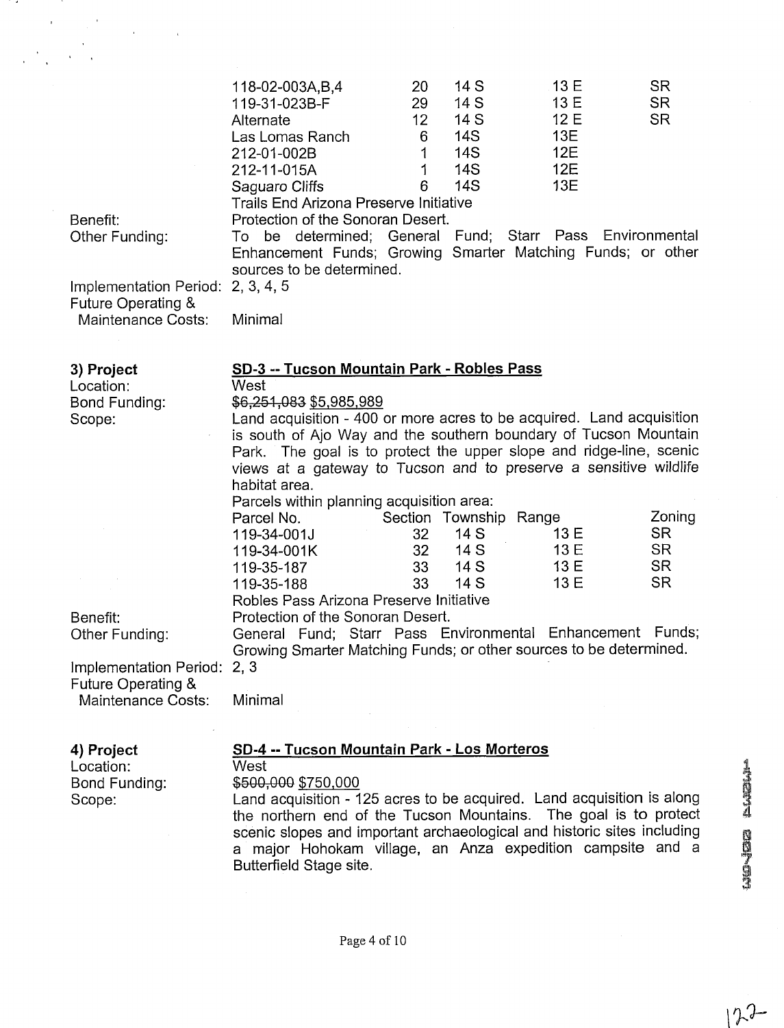| | | | | |
|---|---|---|---|---|
| 118-02-003A,B,4 | 20 | 14 S | 13 E | SR |
| 119-31-023B-F | 29 | 14 S | 13 E | SR |
| Alternate | 12 | 14 S | 12 E | SR |
| Las Lomas Ranch | 6 | 14S | 13E | |
| 212-01-002B | 1 | 14S | 12E | |
| 212-11-015A | 1 | 14S | 12E | |
| Saguaro Cliffs | 6 | 14S | 13E | |

Trails End Arizona Preserve Initiative

Benefit: Protection of the Sonoran Desert.

Other Funding: To be determined; General Fund; Starr Pass Environmental Enhancement Funds; Growing Smarter Matching Funds; or other sources to be determined.

Implementation Period: 2, 3, 4, 5

Future Operating & Maintenance Costs: Minimal

**3) Project** **SD-3 -- Tucson Mountain Park - Robles Pass**

Location: West

Bond Funding: ~~$6,251,083~~ $5,985,989

Scope: Land acquisition - 400 or more acres to be acquired. Land acquisition is south of Ajo Way and the southern boundary of Tucson Mountain Park. The goal is to protect the upper slope and ridge-line, scenic views at a gateway to Tucson and to preserve a sensitive wildlife habitat area.

Parcels within planning acquisition area:

| Parcel No. | Section | Township | Range | Zoning |
|---|---|---|---|---|
| 119-34-001J | 32 | 14 S | 13 E | SR |
| 119-34-001K | 32 | 14 S | 13 E | SR |
| 119-35-187 | 33 | 14 S | 13 E | SR |
| 119-35-188 | 33 | 14 S | 13 E | SR |

Robles Pass Arizona Preserve Initiative

Benefit: Protection of the Sonoran Desert.

Other Funding: General Fund; Starr Pass Environmental Enhancement Funds; Growing Smarter Matching Funds; or other sources to be determined.

Implementation Period: 2, 3

Future Operating & Maintenance Costs: Minimal

**4) Project** **SD-4 -- Tucson Mountain Park - Los Morteros**

Location: West

Bond Funding: ~~$500,000~~ $750,000

Scope: Land acquisition - 125 acres to be acquired. Land acquisition is along the northern end of the Tucson Mountains. The goal is to protect scenic slopes and important archaeological and historic sites including a major Hohokam village, an Anza expedition campsite and a Butterfield Stage site.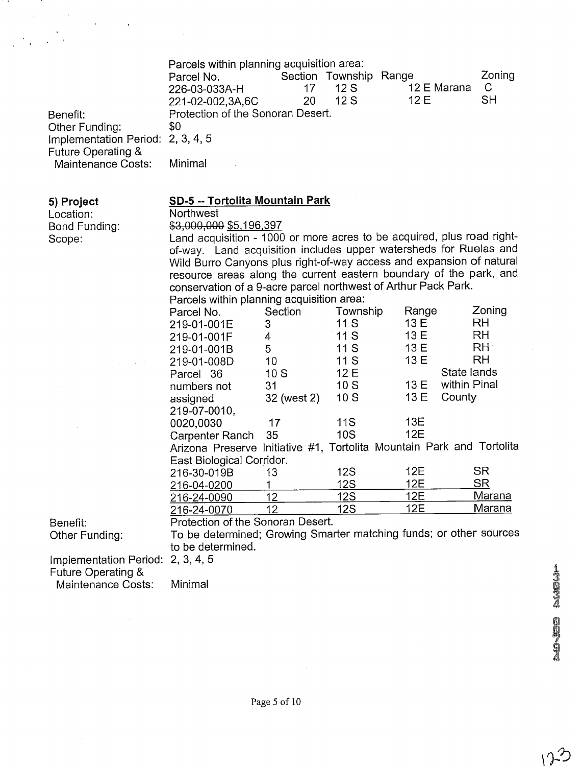Parcels within planning acquisition area:

| Parcel No. | Section | Township | Range | Zoning |
|---|---|---|---|---|
| 226-03-033A-H | 17 | 12 S | 12 E Marana | C |
| 221-02-002,3A,6C | 20 | 12 S | 12 E | SH |

Benefit: Protection of the Sonoran Desert.

Other Funding: $0

Implementation Period: 2, 3, 4, 5

Future Operating & Maintenance Costs: Minimal

**5) Project** **SD-5 -- Tortolita Mountain Park**

Location: Northwest

Bond Funding: ~~$3,000,000~~ $5,196,397

Scope: Land acquisition - 1000 or more acres to be acquired, plus road right-of-way. Land acquisition includes upper watersheds for Ruelas and Wild Burro Canyons plus right-of-way access and expansion of natural resource areas along the current eastern boundary of the park, and conservation of a 9-acre parcel northwest of Arthur Pack Park.

Parcels within planning acquisition area:

| Parcel No. | Section | Township | Range | Zoning |
|---|---|---|---|---|
| 219-01-001E | 3 | 11 S | 13 E | RH |
| 219-01-001F | 4 | 11 S | 13 E | RH |
| 219-01-001B | 5 | 11 S | 13 E | RH |
| 219-01-008D | 10 | 11 S | 13 E | RH |
| Parcel numbers not assigned | 36 | 10 S | 12 E | State lands within Pinal County |
| | 31 | 10 S | 13 E | |
| | 32 (west 2) | 10 S | 13 E | |
| 219-07-0010, 0020,0030 | 17 | 11S | 13E | |
| Carpenter Ranch | 35 | 10S | 12E | |
| Arizona Preserve Initiative #1, Tortolita Mountain Park and Tortolita East Biological Corridor. | | | | |
| 216-30-019B | 13 | 12S | 12E | SR |
| 216-04-0200 | 1 | 12S | 12E | SR |
| 216-24-0090 | 12 | 12S | 12E | Marana |
| 216-24-0070 | 12 | 12S | 12E | Marana |

Benefit: Protection of the Sonoran Desert.

Other Funding: To be determined; Growing Smarter matching funds; or other sources to be determined.

Implementation Period: 2, 3, 4, 5

Future Operating & Maintenance Costs: Minimal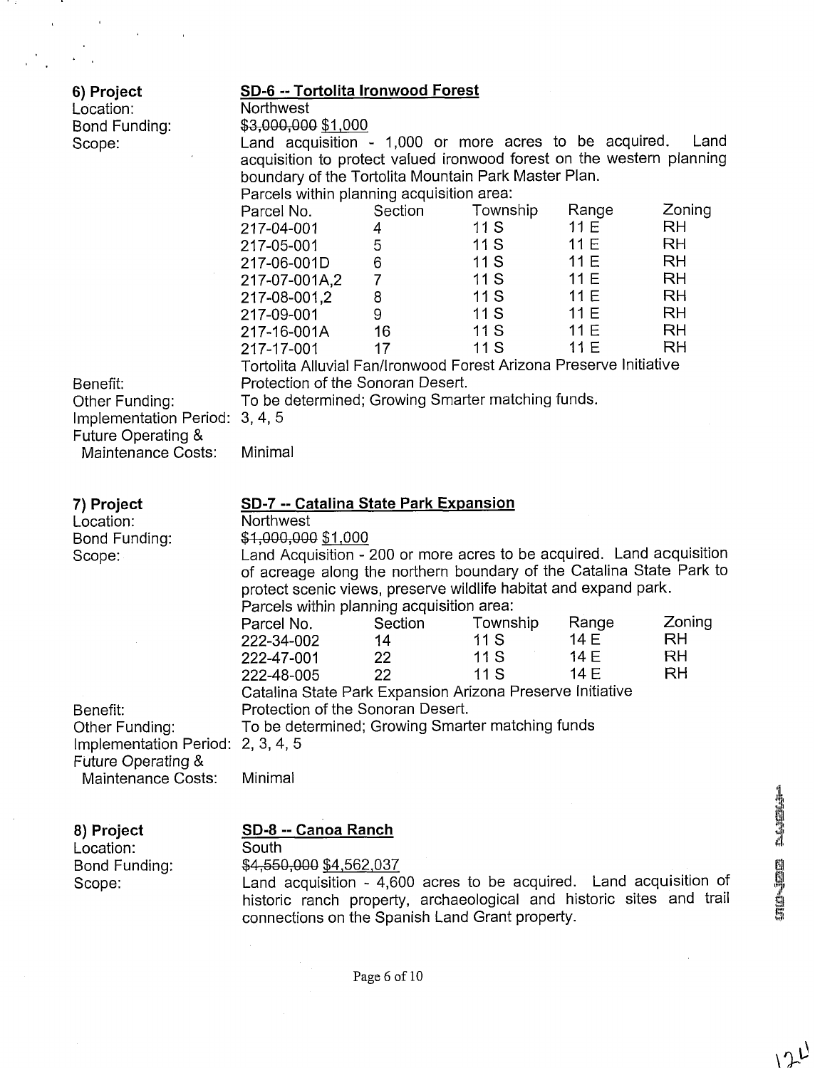**6) Project** — **SD-6 -- Tortolita Ironwood Forest**

Location: Northwest

Bond Funding: ~~$3,000,000~~ $1,000

Scope: Land acquisition - 1,000 or more acres to be acquired. Land acquisition to protect valued ironwood forest on the western planning boundary of the Tortolita Mountain Park Master Plan.

Parcels within planning acquisition area:

| Parcel No. | Section | Township | Range | Zoning |
|---|---|---|---|---|
| 217-04-001 | 4 | 11 S | 11 E | RH |
| 217-05-001 | 5 | 11 S | 11 E | RH |
| 217-06-001D | 6 | 11 S | 11 E | RH |
| 217-07-001A,2 | 7 | 11 S | 11 E | RH |
| 217-08-001,2 | 8 | 11 S | 11 E | RH |
| 217-09-001 | 9 | 11 S | 11 E | RH |
| 217-16-001A | 16 | 11 S | 11 E | RH |
| 217-17-001 | 17 | 11 S | 11 E | RH |

Tortolita Alluvial Fan/Ironwood Forest Arizona Preserve Initiative

Benefit: Protection of the Sonoran Desert.

Other Funding: To be determined; Growing Smarter matching funds.

Implementation Period: 3, 4, 5

Future Operating & Maintenance Costs: Minimal

**7) Project** — **SD-7 -- Catalina State Park Expansion**

Location: Northwest

Bond Funding: ~~$1,000,000~~ $1,000

Scope: Land Acquisition - 200 or more acres to be acquired. Land acquisition of acreage along the northern boundary of the Catalina State Park to protect scenic views, preserve wildlife habitat and expand park.

Parcels within planning acquisition area:

| Parcel No. | Section | Township | Range | Zoning |
|---|---|---|---|---|
| 222-34-002 | 14 | 11 S | 14 E | RH |
| 222-47-001 | 22 | 11 S | 14 E | RH |
| 222-48-005 | 22 | 11 S | 14 E | RH |

Catalina State Park Expansion Arizona Preserve Initiative

Benefit: Protection of the Sonoran Desert.

Other Funding: To be determined; Growing Smarter matching funds

Implementation Period: 2, 3, 4, 5

Future Operating & Maintenance Costs: Minimal

**8) Project** — **SD-8 -- Canoa Ranch**

Location: South

Bond Funding: ~~$4,550,000~~ $4,562,037

Scope: Land acquisition - 4,600 acres to be acquired. Land acquisition of historic ranch property, archaeological and historic sites and trail connections on the Spanish Land Grant property.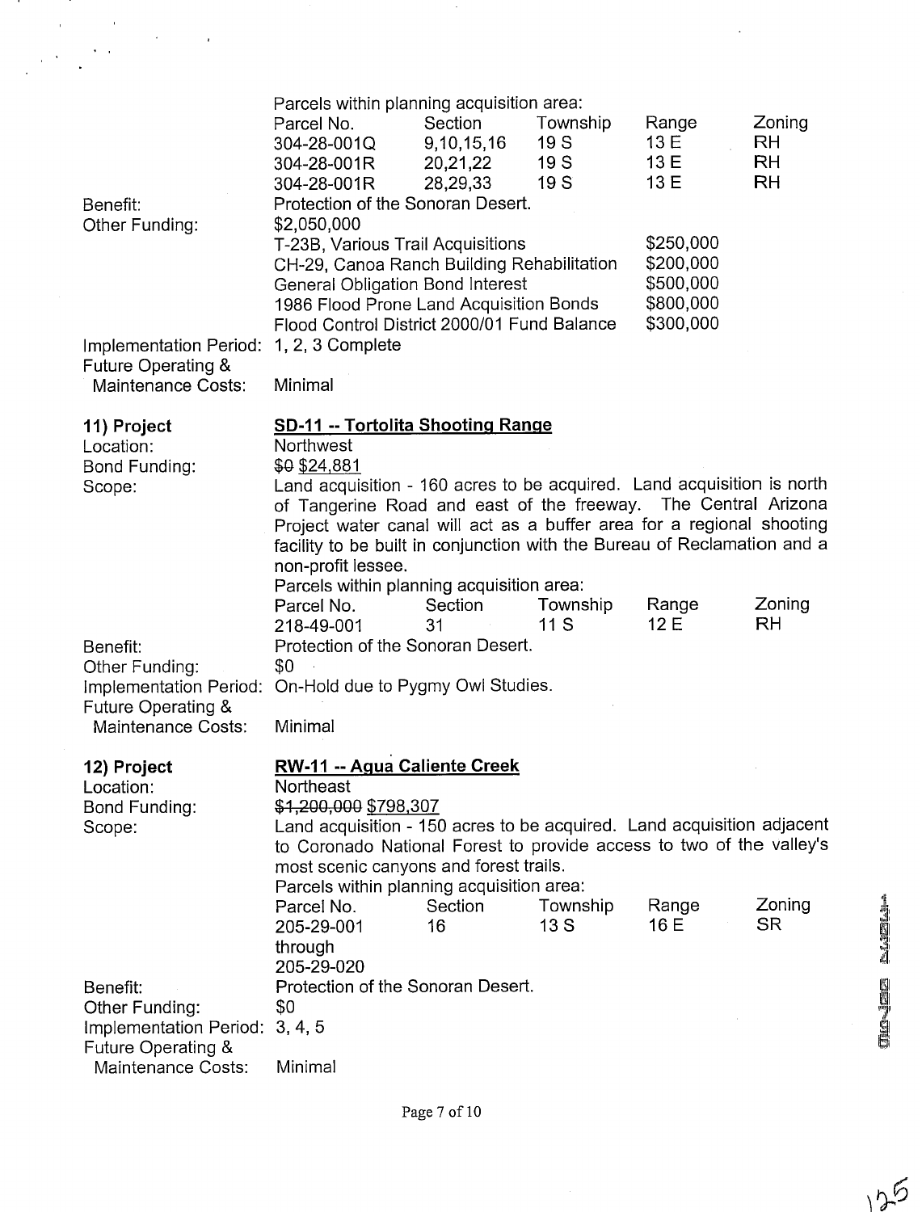Parcels within planning acquisition area:

| Parcel No. | Section | Township | Range | Zoning |
|---|---|---|---|---|
| 304-28-001Q | 9,10,15,16 | 19 S | 13 E | RH |
| 304-28-001R | 20,21,22 | 19 S | 13 E | RH |
| 304-28-001R | 28,29,33 | 19 S | 13 E | RH |

Benefit: Protection of the Sonoran Desert.

Other Funding: $2,050,000

| | |
|---|---|
| T-23B, Various Trail Acquisitions | $250,000 |
| CH-29, Canoa Ranch Building Rehabilitation | $200,000 |
| General Obligation Bond Interest | $500,000 |
| 1986 Flood Prone Land Acquisition Bonds | $800,000 |
| Flood Control District 2000/01 Fund Balance | $300,000 |

Implementation Period: 1, 2, 3 Complete

Future Operating & Maintenance Costs: Minimal

**11) Project** **SD-11 -- Tortolita Shooting Range**

Location: Northwest

Bond Funding: ~~$0~~ $24,881

Scope: Land acquisition - 160 acres to be acquired. Land acquisition is north of Tangerine Road and east of the freeway. The Central Arizona Project water canal will act as a buffer area for a regional shooting facility to be built in conjunction with the Bureau of Reclamation and a non-profit lessee.

Parcels within planning acquisition area:

| Parcel No. | Section | Township | Range | Zoning |
|---|---|---|---|---|
| 218-49-001 | 31 | 11 S | 12 E | RH |

Benefit: Protection of the Sonoran Desert.

Other Funding: $0

Implementation Period: On-Hold due to Pygmy Owl Studies.

Future Operating & Maintenance Costs: Minimal

**12) Project** **RW-11 -- Agua Caliente Creek**

Location: Northeast

Bond Funding: ~~$1,200,000~~ $798,307

Scope: Land acquisition - 150 acres to be acquired. Land acquisition adjacent to Coronado National Forest to provide access to two of the valley's most scenic canyons and forest trails.

Parcels within planning acquisition area:

| Parcel No. | Section | Township | Range | Zoning |
|---|---|---|---|---|
| 205-29-001 through 205-29-020 | 16 | 13 S | 16 E | SR |

Benefit: Protection of the Sonoran Desert.

Other Funding: $0

Implementation Period: 3, 4, 5

Future Operating & Maintenance Costs: Minimal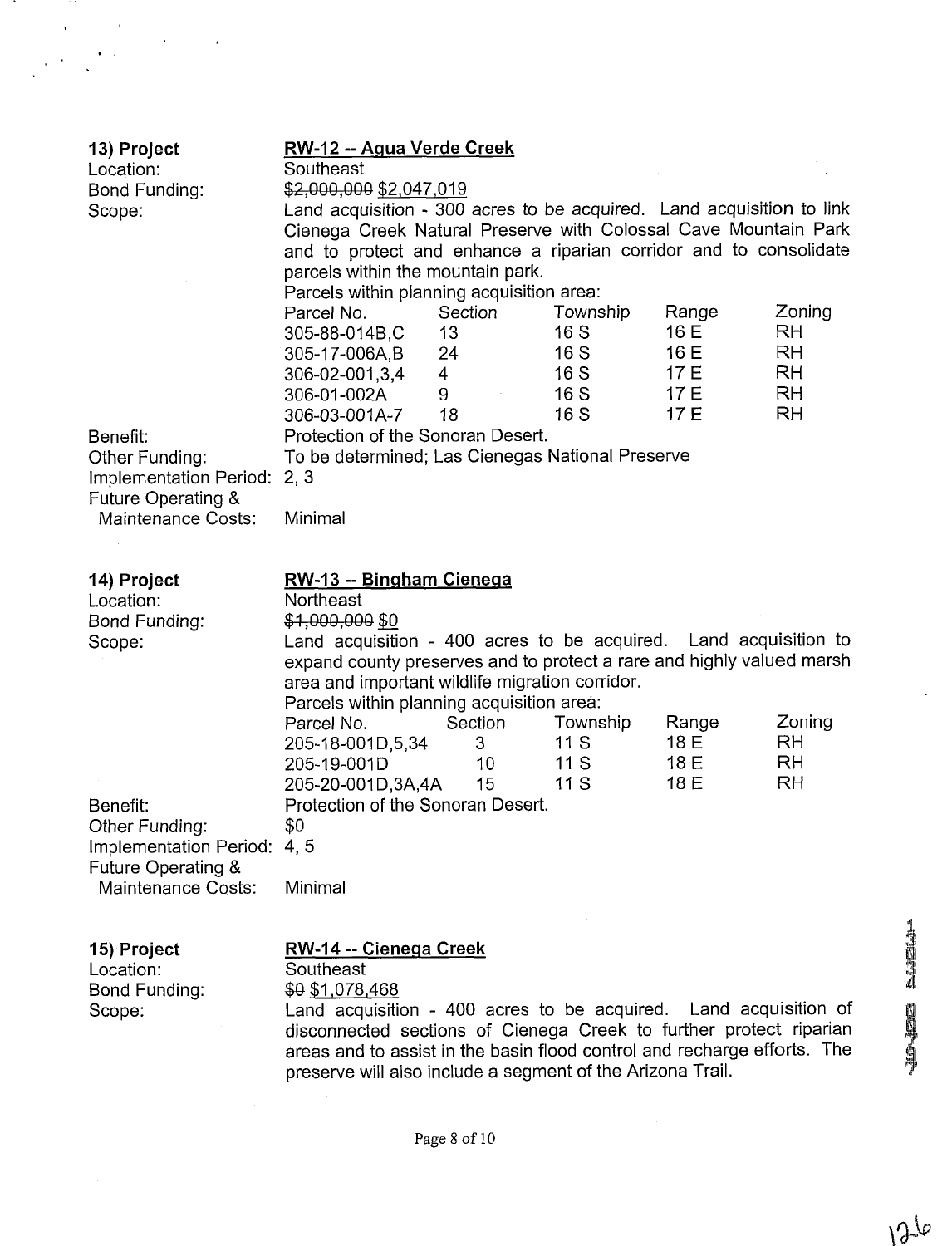**13) Project** — **RW-12 -- Agua Verde Creek**

Location: Southeast

Bond Funding: ~~$2,000,000~~ $2,047,019

Scope: Land acquisition - 300 acres to be acquired. Land acquisition to link Cienega Creek Natural Preserve with Colossal Cave Mountain Park and to protect and enhance a riparian corridor and to consolidate parcels within the mountain park.

Parcels within planning acquisition area:

| Parcel No. | Section | Township | Range | Zoning |
|---|---|---|---|---|
| 305-88-014B,C | 13 | 16 S | 16 E | RH |
| 305-17-006A,B | 24 | 16 S | 16 E | RH |
| 306-02-001,3,4 | 4 | 16 S | 17 E | RH |
| 306-01-002A | 9 | 16 S | 17 E | RH |
| 306-03-001A-7 | 18 | 16 S | 17 E | RH |

Benefit: Protection of the Sonoran Desert.

Other Funding: To be determined; Las Cienegas National Preserve

Implementation Period: 2, 3

Future Operating & Maintenance Costs: Minimal

**14) Project** — **RW-13 -- Bingham Cienega**

Location: Northeast

Bond Funding: ~~$1,000,000~~ $0

Scope: Land acquisition - 400 acres to be acquired. Land acquisition to expand county preserves and to protect a rare and highly valued marsh area and important wildlife migration corridor.

Parcels within planning acquisition area:

| Parcel No. | Section | Township | Range | Zoning |
|---|---|---|---|---|
| 205-18-001D,5,34 | 3 | 11 S | 18 E | RH |
| 205-19-001D | 10 | 11 S | 18 E | RH |
| 205-20-001D,3A,4A | 15 | 11 S | 18 E | RH |

Benefit: Protection of the Sonoran Desert.

Other Funding: $0

Implementation Period: 4, 5

Future Operating & Maintenance Costs: Minimal

**15) Project** — **RW-14 -- Cienega Creek**

Location: Southeast

Bond Funding: ~~$0~~ $1,078,468

Scope: Land acquisition - 400 acres to be acquired. Land acquisition of disconnected sections of Cienega Creek to further protect riparian areas and to assist in the basin flood control and recharge efforts. The preserve will also include a segment of the Arizona Trail.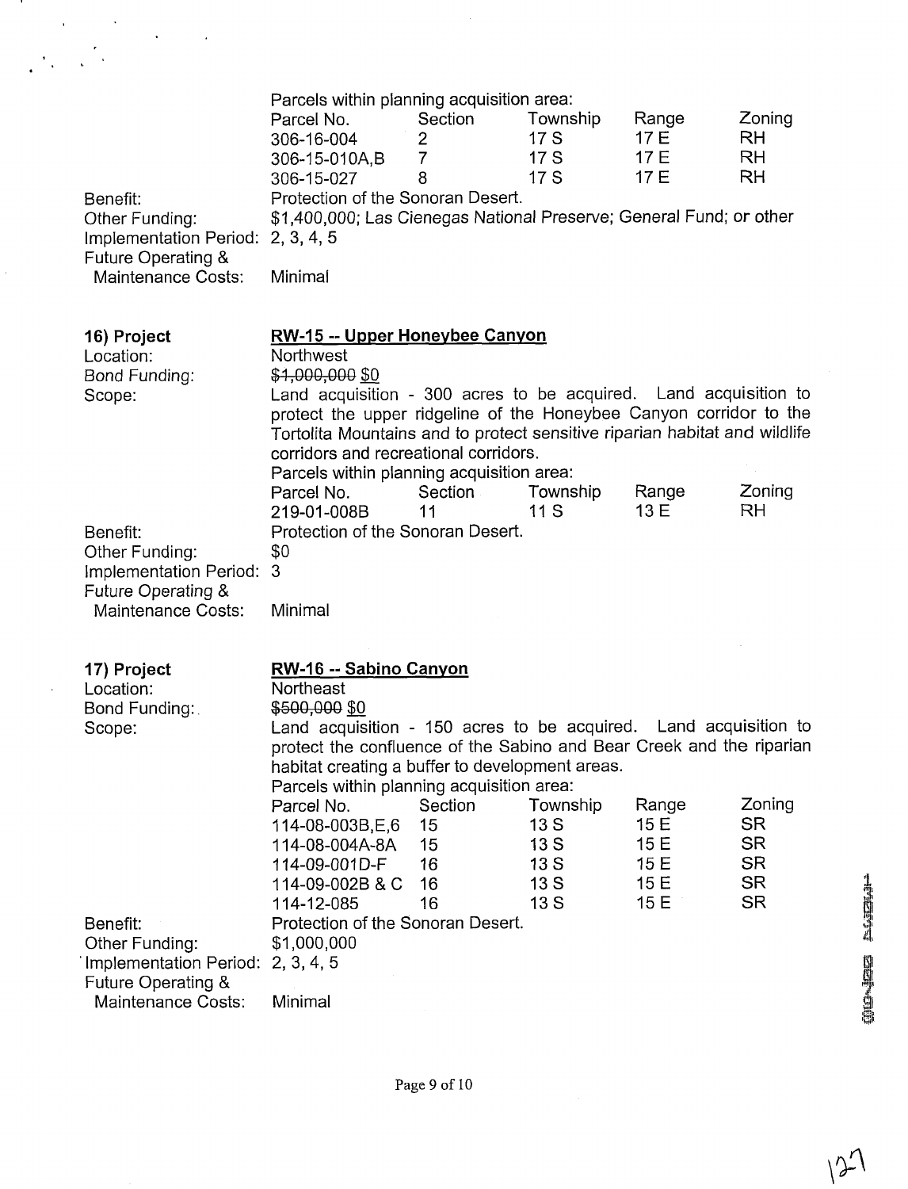Parcels within planning acquisition area:

| Parcel No. | Section | Township | Range | Zoning |
|---|---|---|---|---|
| 306-16-004 | 2 | 17 S | 17 E | RH |
| 306-15-010A,B | 7 | 17 S | 17 E | RH |
| 306-15-027 | 8 | 17 S | 17 E | RH |

Benefit: Protection of the Sonoran Desert.
Other Funding: $1,400,000; Las Cienegas National Preserve; General Fund; or other
Implementation Period: 2, 3, 4, 5
Future Operating & Maintenance Costs: Minimal

**16) Project** **RW-15 -- Upper Honeybee Canyon**

Location: Northwest
Bond Funding: ~~$1,000,000~~ $0
Scope: Land acquisition - 300 acres to be acquired. Land acquisition to protect the upper ridgeline of the Honeybee Canyon corridor to the Tortolita Mountains and to protect sensitive riparian habitat and wildlife corridors and recreational corridors.
Parcels within planning acquisition area:

| Parcel No. | Section | Township | Range | Zoning |
|---|---|---|---|---|
| 219-01-008B | 11 | 11 S | 13 E | RH |

Benefit: Protection of the Sonoran Desert.
Other Funding: $0
Implementation Period: 3
Future Operating & Maintenance Costs: Minimal

**17) Project** **RW-16 -- Sabino Canyon**

Location: Northeast
Bond Funding: ~~$500,000~~ $0
Scope: Land acquisition - 150 acres to be acquired. Land acquisition to protect the confluence of the Sabino and Bear Creek and the riparian habitat creating a buffer to development areas.
Parcels within planning acquisition area:

| Parcel No. | Section | Township | Range | Zoning |
|---|---|---|---|---|
| 114-08-003B,E,6 | 15 | 13 S | 15 E | SR |
| 114-08-004A-8A | 15 | 13 S | 15 E | SR |
| 114-09-001D-F | 16 | 13 S | 15 E | SR |
| 114-09-002B & C | 16 | 13 S | 15 E | SR |
| 114-12-085 | 16 | 13 S | 15 E | SR |

Benefit: Protection of the Sonoran Desert.
Other Funding: $1,000,000
Implementation Period: 2, 3, 4, 5
Future Operating & Maintenance Costs: Minimal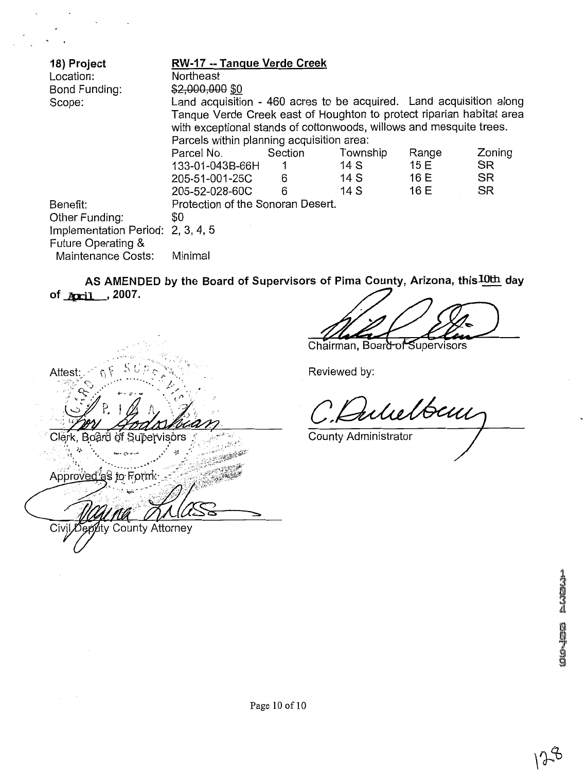**18) Project** — **RW-17 -- Tanque Verde Creek**

Location: Northeast

Bond Funding: ~~$2,000,000~~ $0

Scope: Land acquisition - 460 acres to be acquired. Land acquisition along Tanque Verde Creek east of Houghton to protect riparian habitat area with exceptional stands of cottonwoods, willows and mesquite trees.

Parcels within planning acquisition area:

| Parcel No. | Section | Township | Range | Zoning |
|---|---|---|---|---|
| 133-01-043B-66H | 1 | 14 S | 15 E | SR |
| 205-51-001-25C | 6 | 14 S | 16 E | SR |
| 205-52-028-60C | 6 | 14 S | 16 E | SR |

Benefit: Protection of the Sonoran Desert.

Other Funding: $0

Implementation Period: 2, 3, 4, 5

Future Operating & Maintenance Costs: Minimal

**AS AMENDED by the Board of Supervisors of Pima County, Arizona, this 10th day of April, 2007.**

Chairman, Board of Supervisors

Attest:

Clerk, Board of Supervisors

Reviewed by:

County Administrator

Approved as to Form:

Civil Deputy County Attorney